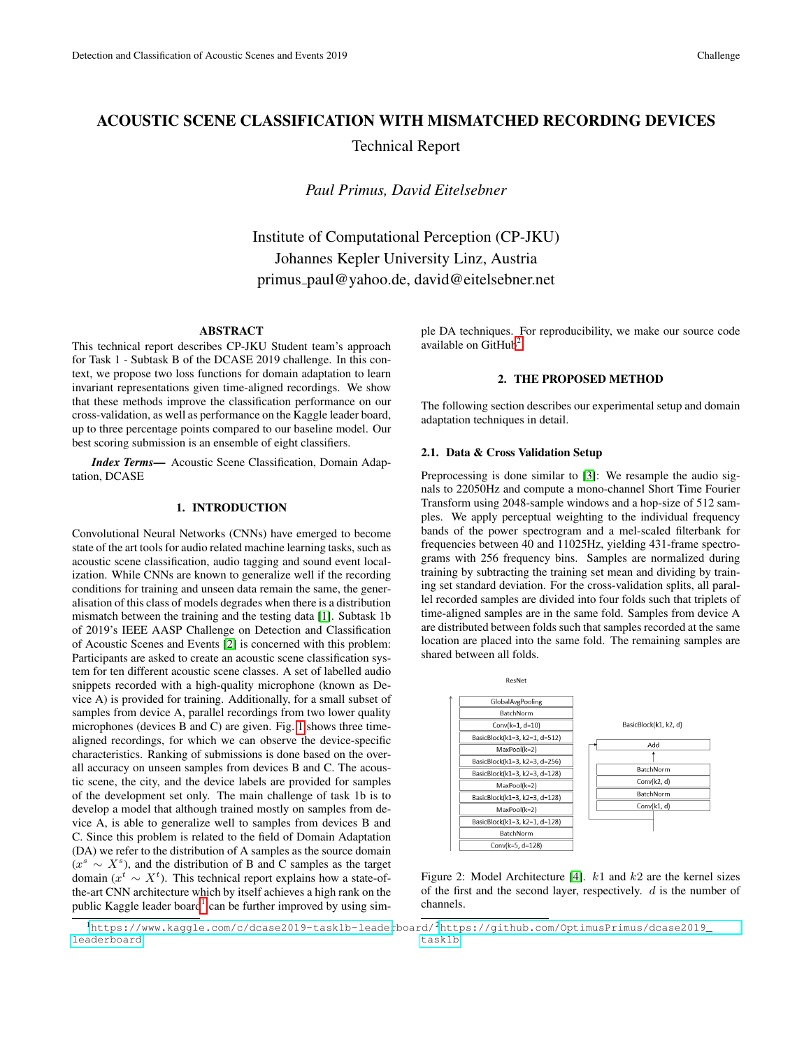# ACOUSTIC SCENE CLASSIFICATION WITH MISMATCHED RECORDING DEVICES

Technical Report

*Paul Primus, David Eitelsebner*

Institute of Computational Perception (CP-JKU)
Johannes Kepler University Linz, Austria
primus_paul@yahoo.de, david@eitelsebner.net

## ABSTRACT

This technical report describes CP-JKU Student team's approach for Task 1 - Subtask B of the DCASE 2019 challenge. In this context, we propose two loss functions for domain adaptation to learn invariant representations given time-aligned recordings. We show that these methods improve the classification performance on our cross-validation, as well as performance on the Kaggle leader board, up to three percentage points compared to our baseline model. Our best scoring submission is an ensemble of eight classifiers.

***Index Terms*—** Acoustic Scene Classification, Domain Adaptation, DCASE

## 1. INTRODUCTION

Convolutional Neural Networks (CNNs) have emerged to become state of the art tools for audio related machine learning tasks, such as acoustic scene classification, audio tagging and sound event localization. While CNNs are known to generalize well if the recording conditions for training and unseen data remain the same, the generalisation of this class of models degrades when there is a distribution mismatch between the training and the testing data [1]. Subtask 1b of 2019's IEEE AASP Challenge on Detection and Classification of Acoustic Scenes and Events [2] is concerned with this problem: Participants are asked to create an acoustic scene classification system for ten different acoustic scene classes. A set of labelled audio snippets recorded with a high-quality microphone (known as Device A) is provided for training. Additionally, for a small subset of samples from device A, parallel recordings from two lower quality microphones (devices B and C) are given. Fig. 1 shows three time-aligned recordings, for which we can observe the device-specific characteristics. Ranking of submissions is done based on the overall accuracy on unseen samples from devices B and C. The acoustic scene, the city, and the device labels are provided for samples of the development set only. The main challenge of task 1b is to develop a model that although trained mostly on samples from device A, is able to generalize well to samples from devices B and C. Since this problem is related to the field of Domain Adaptation (DA) we refer to the distribution of A samples as the source domain ($x^s \sim X^s$), and the distribution of B and C samples as the target domain ($x^t \sim X^t$). This technical report explains how a state-of-the-art CNN architecture which by itself achieves a high rank on the public Kaggle leader board[1] can be further improved by using simple DA techniques. For reproducibility, we make our source code available on GitHub[2].

## 2. THE PROPOSED METHOD

The following section describes our experimental setup and domain adaptation techniques in detail.

### 2.1. Data & Cross Validation Setup

Preprocessing is done similar to [3]: We resample the audio signals to 22050Hz and compute a mono-channel Short Time Fourier Transform using 2048-sample windows and a hop-size of 512 samples. We apply perceptual weighting to the individual frequency bands of the power spectrogram and a mel-scaled filterbank for frequencies between 40 and 11025Hz, yielding 431-frame spectrograms with 256 frequency bins. Samples are normalized during training by subtracting the training set mean and dividing by training set standard deviation. For the cross-validation splits, all parallel recorded samples are divided into four folds such that triplets of time-aligned samples are in the same fold. Samples from device A are distributed between folds such that samples recorded at the same location are placed into the same fold. The remaining samples are shared between all folds.

ResNet

GlobalAvgPooling
BatchNorm
Conv(k=1, d=10)
BasicBlock(k1=3, k2=1, d=512)
MaxPool(k=2)
BasicBlock(k1=3, k2=3, d=256)
BasicBlock(k1=3, k2=3, d=128)
MaxPool(k=2)
BasicBlock(k1=3, k2=3, d=128)
MaxPool(k=2)
BasicBlock(k1=3, k2=1, d=128)
BatchNorm
Conv(k=5, d=128)

BasicBlock(k1, k2, d)

Add
BatchNorm
Conv(k2, d)
BatchNorm
Conv(k1, d)

Figure 2: Model Architecture [4]. $k1$ and $k2$ are the kernel sizes of the first and the second layer, respectively. $d$ is the number of channels.

[1] https://www.kaggle.com/c/dcase2019-task1b-leaderboard/

[2] https://github.com/OptimusPrimus/dcase2019_task1b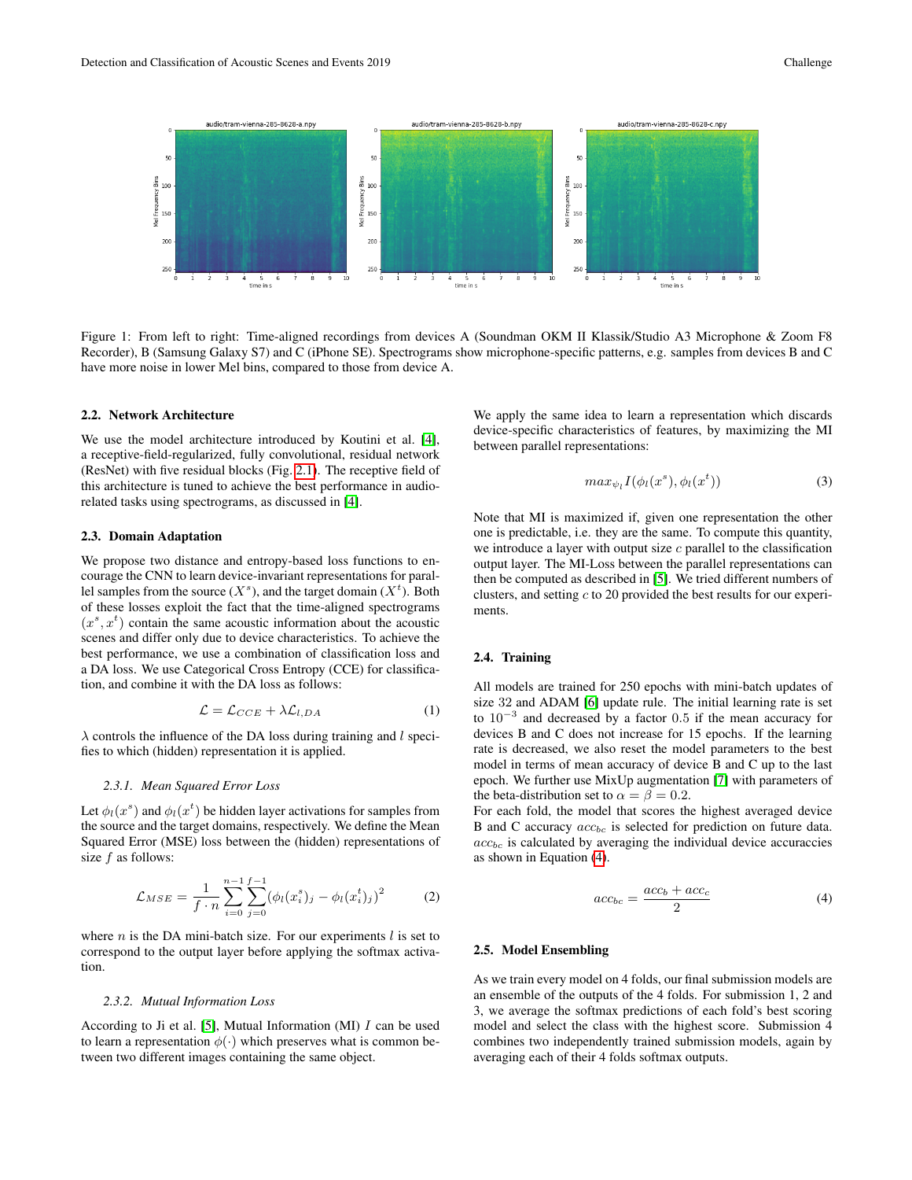audio/tram-vienna-285-8628-a.npy

audio/tram-vienna-285-8628-b.npy

audio/tram-vienna-285-8628-c.npy

Mel Frequency Bins

time in s

Figure 1: From left to right: Time-aligned recordings from devices A (Soundman OKM II Klassik/Studio A3 Microphone & Zoom F8 Recorder), B (Samsung Galaxy S7) and C (iPhone SE). Spectrograms show microphone-specific patterns, e.g. samples from devices B and C have more noise in lower Mel bins, compared to those from device A.

### 2.2. Network Architecture

We use the model architecture introduced by Koutini et al. [4], a receptive-field-regularized, fully convolutional, residual network (ResNet) with five residual blocks (Fig. 2.1). The receptive field of this architecture is tuned to achieve the best performance in audio-related tasks using spectrograms, as discussed in [4].

### 2.3. Domain Adaptation

We propose two distance and entropy-based loss functions to encourage the CNN to learn device-invariant representations for parallel samples from the source ($X^s$), and the target domain ($X^t$). Both of these losses exploit the fact that the time-aligned spectrograms ($x^s, x^t$) contain the same acoustic information about the acoustic scenes and differ only due to device characteristics. To achieve the best performance, we use a combination of classification loss and a DA loss. We use Categorical Cross Entropy (CCE) for classification, and combine it with the DA loss as follows:

$$\mathcal{L} = \mathcal{L}_{CCE} + \lambda \mathcal{L}_{l,DA} \tag{1}$$

$\lambda$ controls the influence of the DA loss during training and $l$ specifies to which (hidden) representation it is applied.

#### *2.3.1. Mean Squared Error Loss*

Let $\phi_l(x^s)$ and $\phi_l(x^t)$ be hidden layer activations for samples from the source and the target domains, respectively. We define the Mean Squared Error (MSE) loss between the (hidden) representations of size $f$ as follows:

$$\mathcal{L}_{MSE} = \frac{1}{f \cdot n} \sum_{i=0}^{n-1} \sum_{j=0}^{f-1} (\phi_l(x_i^s)_j - \phi_l(x_i^t)_j)^2 \tag{2}$$

where $n$ is the DA mini-batch size. For our experiments $l$ is set to correspond to the output layer before applying the softmax activation.

#### *2.3.2. Mutual Information Loss*

According to Ji et al. [5], Mutual Information (MI) $I$ can be used to learn a representation $\phi(\cdot)$ which preserves what is common between two different images containing the same object.

We apply the same idea to learn a representation which discards device-specific characteristics of features, by maximizing the MI between parallel representations:

$$max_{\psi_l} I(\phi_l(x^s), \phi_l(x^t)) \tag{3}$$

Note that MI is maximized if, given one representation the other one is predictable, i.e. they are the same. To compute this quantity, we introduce a layer with output size $c$ parallel to the classification output layer. The MI-Loss between the parallel representations can then be computed as described in [5]. We tried different numbers of clusters, and setting $c$ to 20 provided the best results for our experiments.

### 2.4. Training

All models are trained for 250 epochs with mini-batch updates of size 32 and ADAM [6] update rule. The initial learning rate is set to $10^{-3}$ and decreased by a factor $0.5$ if the mean accuracy for devices B and C does not increase for 15 epochs. If the learning rate is decreased, we also reset the model parameters to the best model in terms of mean accuracy of device B and C up to the last epoch. We further use MixUp augmentation [7] with parameters of the beta-distribution set to $\alpha = \beta = 0.2$.

For each fold, the model that scores the highest averaged device B and C accuracy $acc_{bc}$ is selected for prediction on future data. $acc_{bc}$ is calculated by averaging the individual device accuraccies as shown in Equation (4).

$$acc_{bc} = \frac{acc_b + acc_c}{2} \tag{4}$$

### 2.5. Model Ensembling

As we train every model on 4 folds, our final submission models are an ensemble of the outputs of the 4 folds. For submission 1, 2 and 3, we average the softmax predictions of each fold's best scoring model and select the class with the highest score. Submission 4 combines two independently trained submission models, again by averaging each of their 4 folds softmax outputs.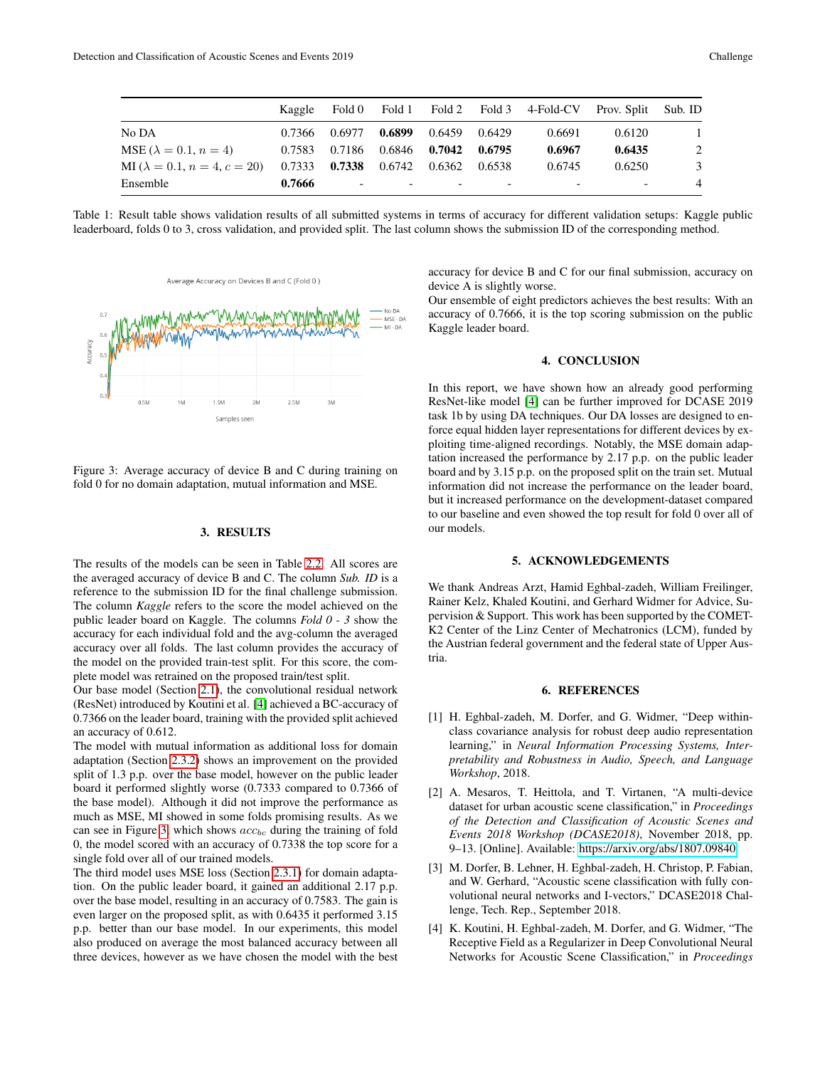| | Kaggle | Fold 0 | Fold 1 | Fold 2 | Fold 3 | 4-Fold-CV | Prov. Split | Sub. ID |
|---|---|---|---|---|---|---|---|---|
| No DA | 0.7366 | 0.6977 | **0.6899** | 0.6459 | 0.6429 | 0.6691 | 0.6120 | 1 |
| MSE ($\lambda = 0.1$, $n = 4$) | 0.7583 | 0.7186 | 0.6846 | **0.7042** | **0.6795** | **0.6967** | **0.6435** | 2 |
| MI ($\lambda = 0.1$, $n = 4$, $c = 20$) | 0.7333 | **0.7338** | 0.6742 | 0.6362 | 0.6538 | 0.6745 | 0.6250 | 3 |
| Ensemble | **0.7666** | - | - | - | - | - | - | 4 |

Table 1: Result table shows validation results of all submitted systems in terms of accuracy for different validation setups: Kaggle public leaderboard, folds 0 to 3, cross validation, and provided split. The last column shows the submission ID of the corresponding method.

Average Accuracy on Devices B and C (Fold 0)

Accuracy

0.3
0.4
0.5
0.6
0.7

0.5M
1M
1.5M
2M
2.5M
3M

Samples seen

No DA
MSE - DA
MI - DA

Figure 3: Average accuracy of device B and C during training on fold 0 for no domain adaptation, mutual information and MSE.

## 3. RESULTS

The results of the models can be seen in Table 2.2. All scores are the averaged accuracy of device B and C. The column *Sub. ID* is a reference to the submission ID for the final challenge submission. The column *Kaggle* refers to the score the model achieved on the public leader board on Kaggle. The columns *Fold 0 - 3* show the accuracy for each individual fold and the avg-column the averaged accuracy over all folds. The last column provides the accuracy of the model on the provided train-test split. For this score, the complete model was retrained on the proposed train/test split.

Our base model (Section 2.1), the convolutional residual network (ResNet) introduced by Koutini et al. [4] achieved a BC-accuracy of 0.7366 on the leader board, training with the provided split achieved an accuracy of 0.612.

The model with mutual information as additional loss for domain adaptation (Section 2.3.2) shows an improvement on the provided split of 1.3 p.p. over the base model, however on the public leader board it performed slightly worse (0.7333 compared to 0.7366 of the base model). Although it did not improve the performance as much as MSE, MI showed in some folds promising results. As we can see in Figure 3, which shows $acc_{bc}$ during the training of fold 0, the model scored with an accuracy of 0.7338 the top score for a single fold over all of our trained models.

The third model uses MSE loss (Section 2.3.1) for domain adaptation. On the public leader board, it gained an additional 2.17 p.p. over the base model, resulting in an accuracy of 0.7583. The gain is even larger on the proposed split, as with 0.6435 it performed 3.15 p.p. better than our base model. In our experiments, this model also produced on average the most balanced accuracy between all three devices, however as we have chosen the model with the best accuracy for device B and C for our final submission, accuracy on device A is slightly worse.

Our ensemble of eight predictors achieves the best results: With an accuracy of 0.7666, it is the top scoring submission on the public Kaggle leader board.

## 4. CONCLUSION

In this report, we have shown how an already good performing ResNet-like model [4] can be further improved for DCASE 2019 task 1b by using DA techniques. Our DA losses are designed to enforce equal hidden layer representations for different devices by exploiting time-aligned recordings. Notably, the MSE domain adaptation increased the performance by 2.17 p.p. on the public leader board and by 3.15 p.p. on the proposed split on the train set. Mutual information did not increase the performance on the leader board, but it increased performance on the development-dataset compared to our baseline and even showed the top result for fold 0 over all of our models.

## 5. ACKNOWLEDGEMENTS

We thank Andreas Arzt, Hamid Eghbal-zadeh, William Freilinger, Rainer Kelz, Khaled Koutini, and Gerhard Widmer for Advice, Supervision & Support. This work has been supported by the COMET-K2 Center of the Linz Center of Mechatronics (LCM), funded by the Austrian federal government and the federal state of Upper Austria.

## 6. REFERENCES

[1] H. Eghbal-zadeh, M. Dorfer, and G. Widmer, "Deep within-class covariance analysis for robust deep audio representation learning," in *Neural Information Processing Systems, Interpretability and Robustness in Audio, Speech, and Language Workshop*, 2018.

[2] A. Mesaros, T. Heittola, and T. Virtanen, "A multi-device dataset for urban acoustic scene classification," in *Proceedings of the Detection and Classification of Acoustic Scenes and Events 2018 Workshop (DCASE2018)*, November 2018, pp. 9–13. [Online]. Available: https://arxiv.org/abs/1807.09840

[3] M. Dorfer, B. Lehner, H. Eghbal-zadeh, H. Christop, P. Fabian, and W. Gerhard, "Acoustic scene classification with fully convolutional neural networks and I-vectors," DCASE2018 Challenge, Tech. Rep., September 2018.

[4] K. Koutini, H. Eghbal-zadeh, M. Dorfer, and G. Widmer, "The Receptive Field as a Regularizer in Deep Convolutional Neural Networks for Acoustic Scene Classification," in *Proceedings*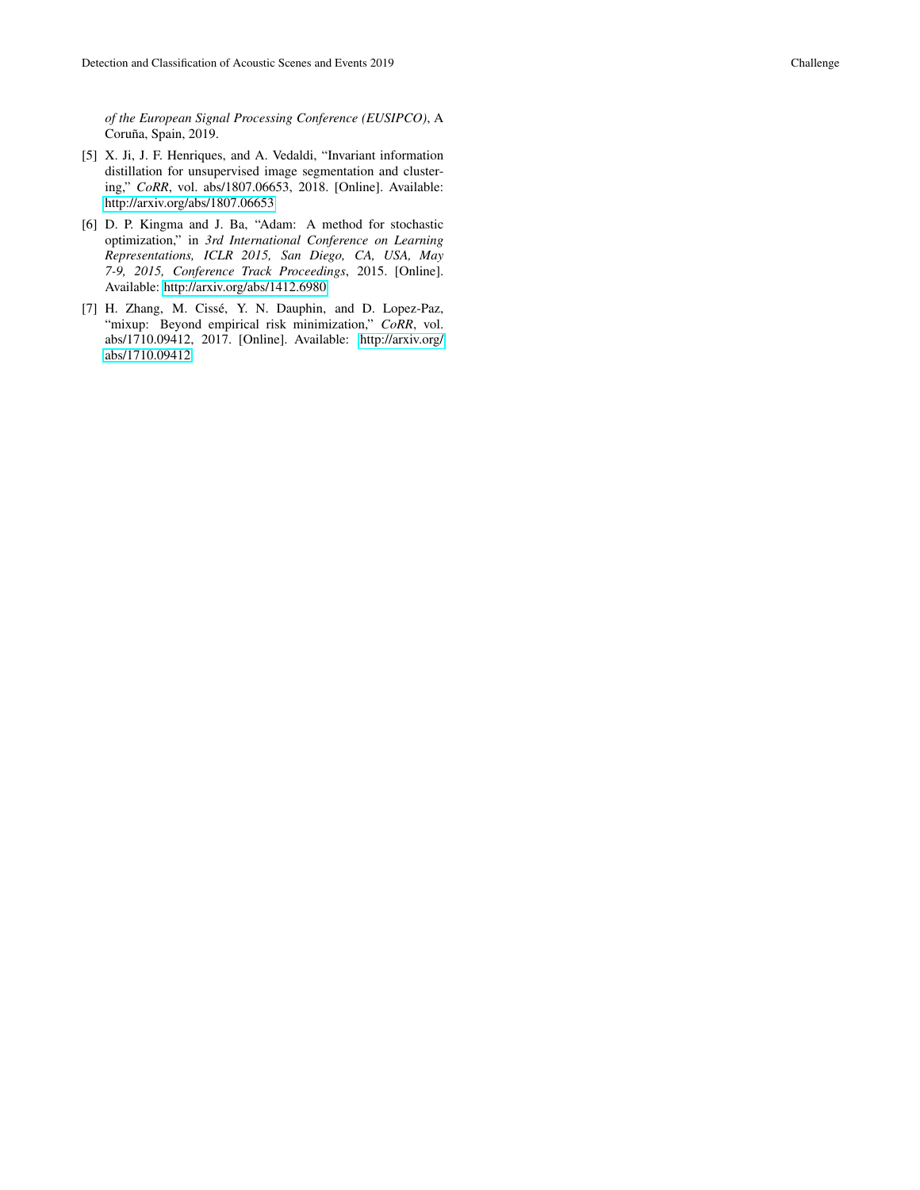*of the European Signal Processing Conference (EUSIPCO)*, A Coruña, Spain, 2019.

[5] X. Ji, J. F. Henriques, and A. Vedaldi, "Invariant information distillation for unsupervised image segmentation and clustering," *CoRR*, vol. abs/1807.06653, 2018. [Online]. Available: http://arxiv.org/abs/1807.06653

[6] D. P. Kingma and J. Ba, "Adam: A method for stochastic optimization," in *3rd International Conference on Learning Representations, ICLR 2015, San Diego, CA, USA, May 7-9, 2015, Conference Track Proceedings*, 2015. [Online]. Available: http://arxiv.org/abs/1412.6980

[7] H. Zhang, M. Cissé, Y. N. Dauphin, and D. Lopez-Paz, "mixup: Beyond empirical risk minimization," *CoRR*, vol. abs/1710.09412, 2017. [Online]. Available: http://arxiv.org/abs/1710.09412